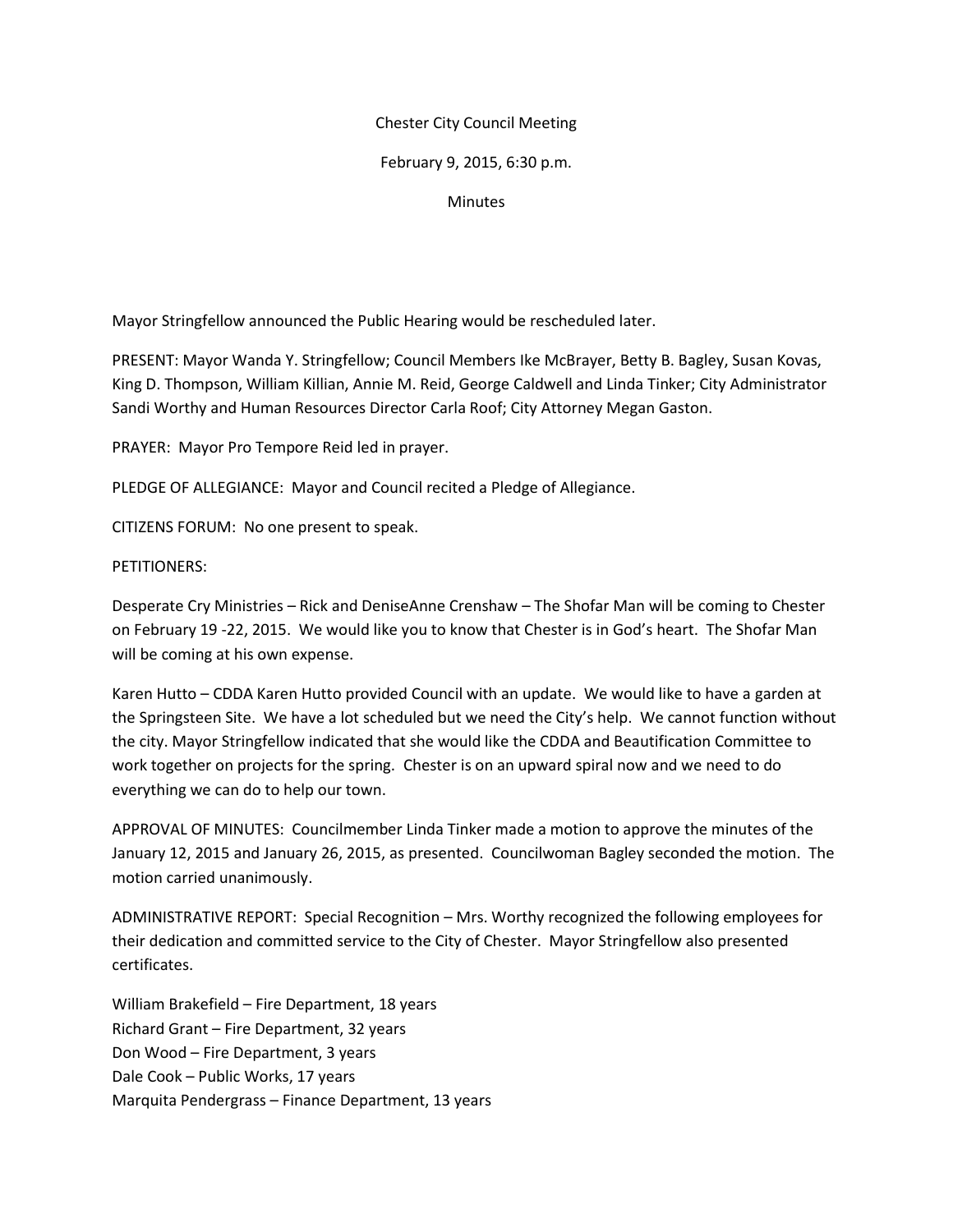Chester City Council Meeting

February 9, 2015, 6:30 p.m.

Minutes

Mayor Stringfellow announced the Public Hearing would be rescheduled later.

PRESENT: Mayor Wanda Y. Stringfellow; Council Members Ike McBrayer, Betty B. Bagley, Susan Kovas, King D. Thompson, William Killian, Annie M. Reid, George Caldwell and Linda Tinker; City Administrator Sandi Worthy and Human Resources Director Carla Roof; City Attorney Megan Gaston.

PRAYER: Mayor Pro Tempore Reid led in prayer.

PLEDGE OF ALLEGIANCE: Mayor and Council recited a Pledge of Allegiance.

CITIZENS FORUM: No one present to speak.

PETITIONERS:

Desperate Cry Ministries – Rick and DeniseAnne Crenshaw – The Shofar Man will be coming to Chester on February 19 -22, 2015. We would like you to know that Chester is in God's heart. The Shofar Man will be coming at his own expense.

Karen Hutto – CDDA Karen Hutto provided Council with an update. We would like to have a garden at the Springsteen Site. We have a lot scheduled but we need the City's help. We cannot function without the city. Mayor Stringfellow indicated that she would like the CDDA and Beautification Committee to work together on projects for the spring. Chester is on an upward spiral now and we need to do everything we can do to help our town.

APPROVAL OF MINUTES: Councilmember Linda Tinker made a motion to approve the minutes of the January 12, 2015 and January 26, 2015, as presented. Councilwoman Bagley seconded the motion. The motion carried unanimously.

ADMINISTRATIVE REPORT: Special Recognition – Mrs. Worthy recognized the following employees for their dedication and committed service to the City of Chester. Mayor Stringfellow also presented certificates.

William Brakefield – Fire Department, 18 years  
Richard Grant – Fire Department, 32 years  
Don Wood – Fire Department, 3 years  
Dale Cook – Public Works, 17 years  
Marquita Pendergrass – Finance Department, 13 years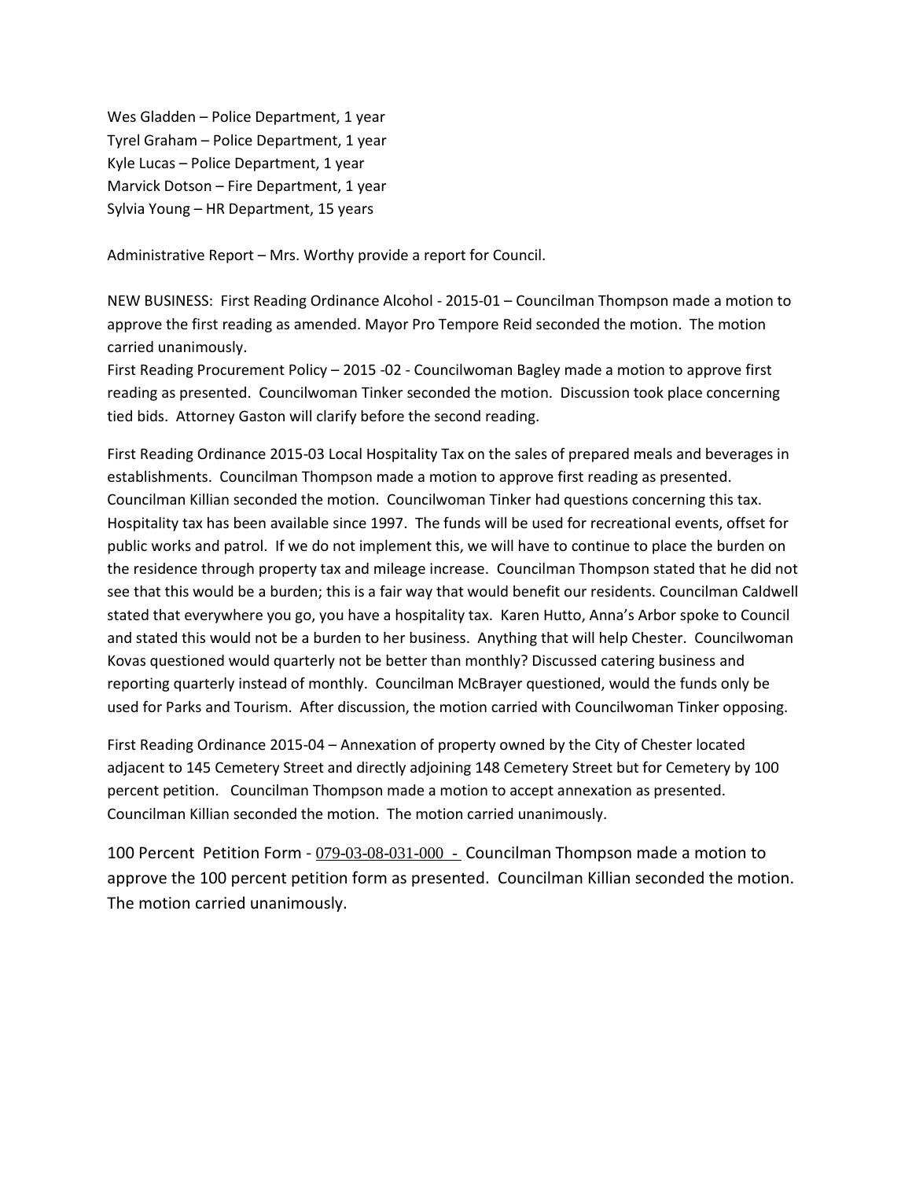Wes Gladden – Police Department, 1 year
Tyrel Graham – Police Department, 1 year
Kyle Lucas – Police Department, 1 year
Marvick Dotson – Fire Department, 1 year
Sylvia Young – HR Department, 15 years

Administrative Report – Mrs. Worthy provide a report for Council.

NEW BUSINESS: First Reading Ordinance Alcohol - 2015-01 – Councilman Thompson made a motion to approve the first reading as amended. Mayor Pro Tempore Reid seconded the motion. The motion carried unanimously.
First Reading Procurement Policy – 2015 -02 - Councilwoman Bagley made a motion to approve first reading as presented. Councilwoman Tinker seconded the motion. Discussion took place concerning tied bids. Attorney Gaston will clarify before the second reading.

First Reading Ordinance 2015-03 Local Hospitality Tax on the sales of prepared meals and beverages in establishments. Councilman Thompson made a motion to approve first reading as presented. Councilman Killian seconded the motion. Councilwoman Tinker had questions concerning this tax. Hospitality tax has been available since 1997. The funds will be used for recreational events, offset for public works and patrol. If we do not implement this, we will have to continue to place the burden on the residence through property tax and mileage increase. Councilman Thompson stated that he did not see that this would be a burden; this is a fair way that would benefit our residents. Councilman Caldwell stated that everywhere you go, you have a hospitality tax. Karen Hutto, Anna's Arbor spoke to Council and stated this would not be a burden to her business. Anything that will help Chester. Councilwoman Kovas questioned would quarterly not be better than monthly? Discussed catering business and reporting quarterly instead of monthly. Councilman McBrayer questioned, would the funds only be used for Parks and Tourism. After discussion, the motion carried with Councilwoman Tinker opposing.

First Reading Ordinance 2015-04 – Annexation of property owned by the City of Chester located adjacent to 145 Cemetery Street and directly adjoining 148 Cemetery Street but for Cemetery by 100 percent petition. Councilman Thompson made a motion to accept annexation as presented. Councilman Killian seconded the motion. The motion carried unanimously.

100 Percent Petition Form - 079-03-08-031-000 - Councilman Thompson made a motion to approve the 100 percent petition form as presented. Councilman Killian seconded the motion. The motion carried unanimously.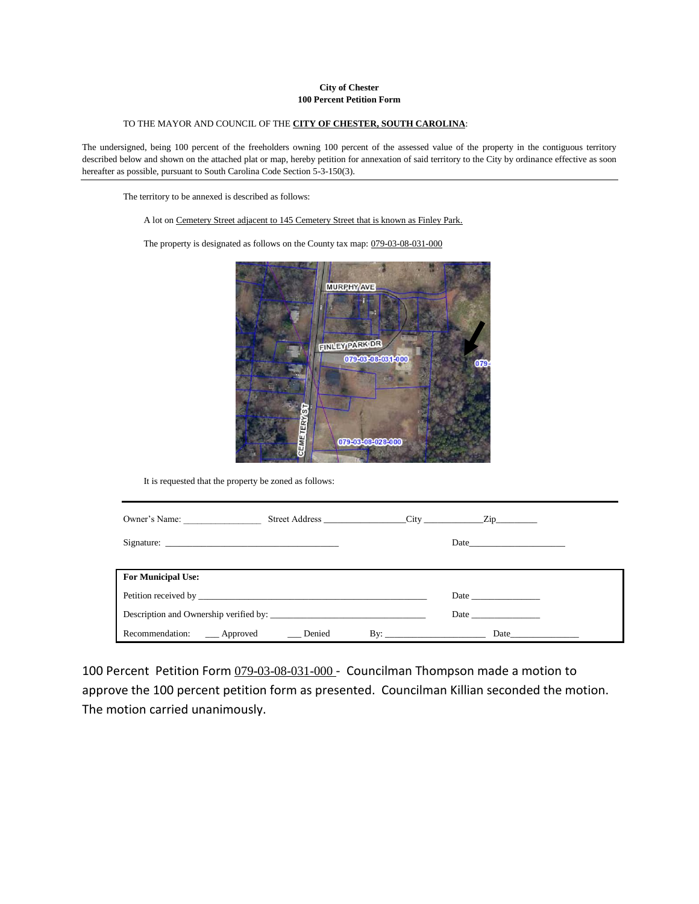**City of Chester**
**100 Percent Petition Form**

TO THE MAYOR AND COUNCIL OF THE **CITY OF CHESTER, SOUTH CAROLINA**:

The undersigned, being 100 percent of the freeholders owning 100 percent of the assessed value of the property in the contiguous territory described below and shown on the attached plat or map, hereby petition for annexation of said territory to the City by ordinance effective as soon hereafter as possible, pursuant to South Carolina Code Section 5-3-150(3).

The territory to be annexed is described as follows:

A lot on Cemetery Street adjacent to 145 Cemetery Street that is known as Finley Park.

The property is designated as follows on the County tax map: 079-03-08-031-000

It is requested that the property be zoned as follows:

Owner's Name: ________________ Street Address _________________ City ____________ Zip ________

Signature: ____________________________________ Date ____________________

**For Municipal Use:**

Petition received by ______________________________________________ Date _______________

Description and Ownership verified by: ________________________________ Date _______________

Recommendation: ___ Approved ___ Denied By: _____________________ Date _______________

100 Percent Petition Form 079-03-08-031-000 - Councilman Thompson made a motion to approve the 100 percent petition form as presented. Councilman Killian seconded the motion. The motion carried unanimously.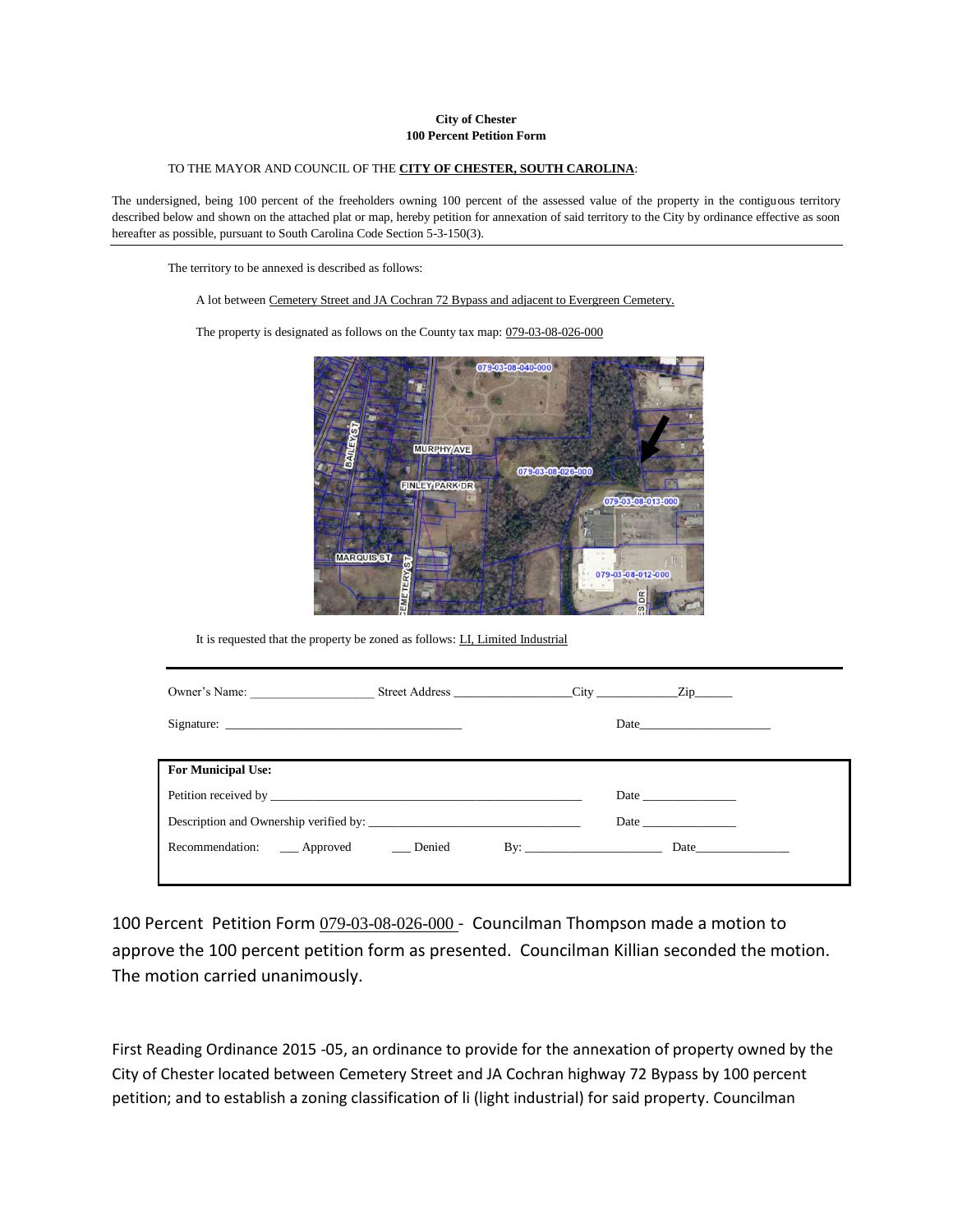**City of Chester**
**100 Percent Petition Form**

TO THE MAYOR AND COUNCIL OF THE **CITY OF CHESTER, SOUTH CAROLINA**:

The undersigned, being 100 percent of the freeholders owning 100 percent of the assessed value of the property in the contiguous territory described below and shown on the attached plat or map, hereby petition for annexation of said territory to the City by ordinance effective as soon hereafter as possible, pursuant to South Carolina Code Section 5-3-150(3).

---

The territory to be annexed is described as follows:

A lot between Cemetery Street and JA Cochran 72 Bypass and adjacent to Evergreen Cemetery.

The property is designated as follows on the County tax map: 079-03-08-026-000

It is requested that the property be zoned as follows: LI, Limited Industrial

---

Owner's Name: ____________________ Street Address ___________________City _____________Zip______

Signature: ______________________________________ Date_____________________

| **For Municipal Use:** | |
|---|---|
| Petition received by ___________________________________________________ | Date _______________ |
| Description and Ownership verified by: __________________________________ | Date _______________ |
| Recommendation: ___ Approved ___ Denied By: ______________________ | Date_______________ |

100 Percent Petition Form 079-03-08-026-000 - Councilman Thompson made a motion to approve the 100 percent petition form as presented. Councilman Killian seconded the motion. The motion carried unanimously.

First Reading Ordinance 2015 -05, an ordinance to provide for the annexation of property owned by the City of Chester located between Cemetery Street and JA Cochran highway 72 Bypass by 100 percent petition; and to establish a zoning classification of li (light industrial) for said property. Councilman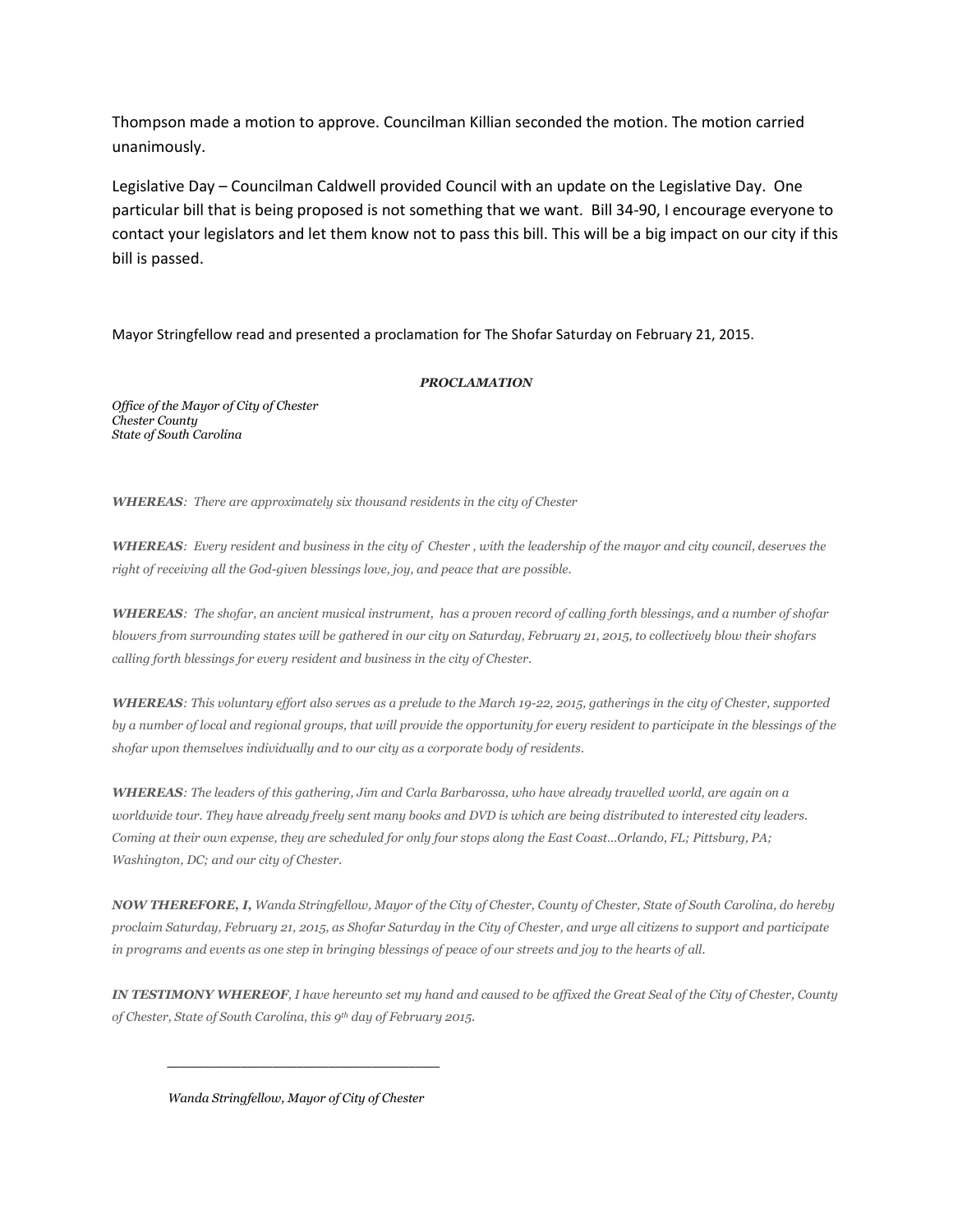Thompson made a motion to approve. Councilman Killian seconded the motion. The motion carried unanimously.

Legislative Day – Councilman Caldwell provided Council with an update on the Legislative Day. One particular bill that is being proposed is not something that we want. Bill 34-90, I encourage everyone to contact your legislators and let them know not to pass this bill. This will be a big impact on our city if this bill is passed.

Mayor Stringfellow read and presented a proclamation for The Shofar Saturday on February 21, 2015.

***PROCLAMATION***

*Office of the Mayor of City of Chester*
*Chester County*
*State of South Carolina*

***WHEREAS****: There are approximately six thousand residents in the city of Chester*

***WHEREAS****: Every resident and business in the city of Chester , with the leadership of the mayor and city council, deserves the right of receiving all the God-given blessings love, joy, and peace that are possible.*

***WHEREAS****: The shofar, an ancient musical instrument, has a proven record of calling forth blessings, and a number of shofar blowers from surrounding states will be gathered in our city on Saturday, February 21, 2015, to collectively blow their shofars calling forth blessings for every resident and business in the city of Chester.*

***WHEREAS****: This voluntary effort also serves as a prelude to the March 19-22, 2015, gatherings in the city of Chester, supported by a number of local and regional groups, that will provide the opportunity for every resident to participate in the blessings of the shofar upon themselves individually and to our city as a corporate body of residents.*

***WHEREAS****: The leaders of this gathering, Jim and Carla Barbarossa, who have already travelled world, are again on a worldwide tour. They have already freely sent many books and DVD is which are being distributed to interested city leaders. Coming at their own expense, they are scheduled for only four stops along the East Coast...Orlando, FL; Pittsburg, PA; Washington, DC; and our city of Chester.*

***NOW THEREFORE, I,*** *Wanda Stringfellow, Mayor of the City of Chester, County of Chester, State of South Carolina, do hereby proclaim Saturday, February 21, 2015, as Shofar Saturday in the City of Chester, and urge all citizens to support and participate in programs and events as one step in bringing blessings of peace of our streets and joy to the hearts of all.*

***IN TESTIMONY WHEREOF****, I have hereunto set my hand and caused to be affixed the Great Seal of the City of Chester, County of Chester, State of South Carolina, this 9th day of February 2015.*

\_\_\_\_\_\_\_\_\_\_\_\_\_\_\_\_\_\_\_\_\_\_\_\_\_\_\_\_\_\_\_\_\_\_

*Wanda Stringfellow, Mayor of City of Chester*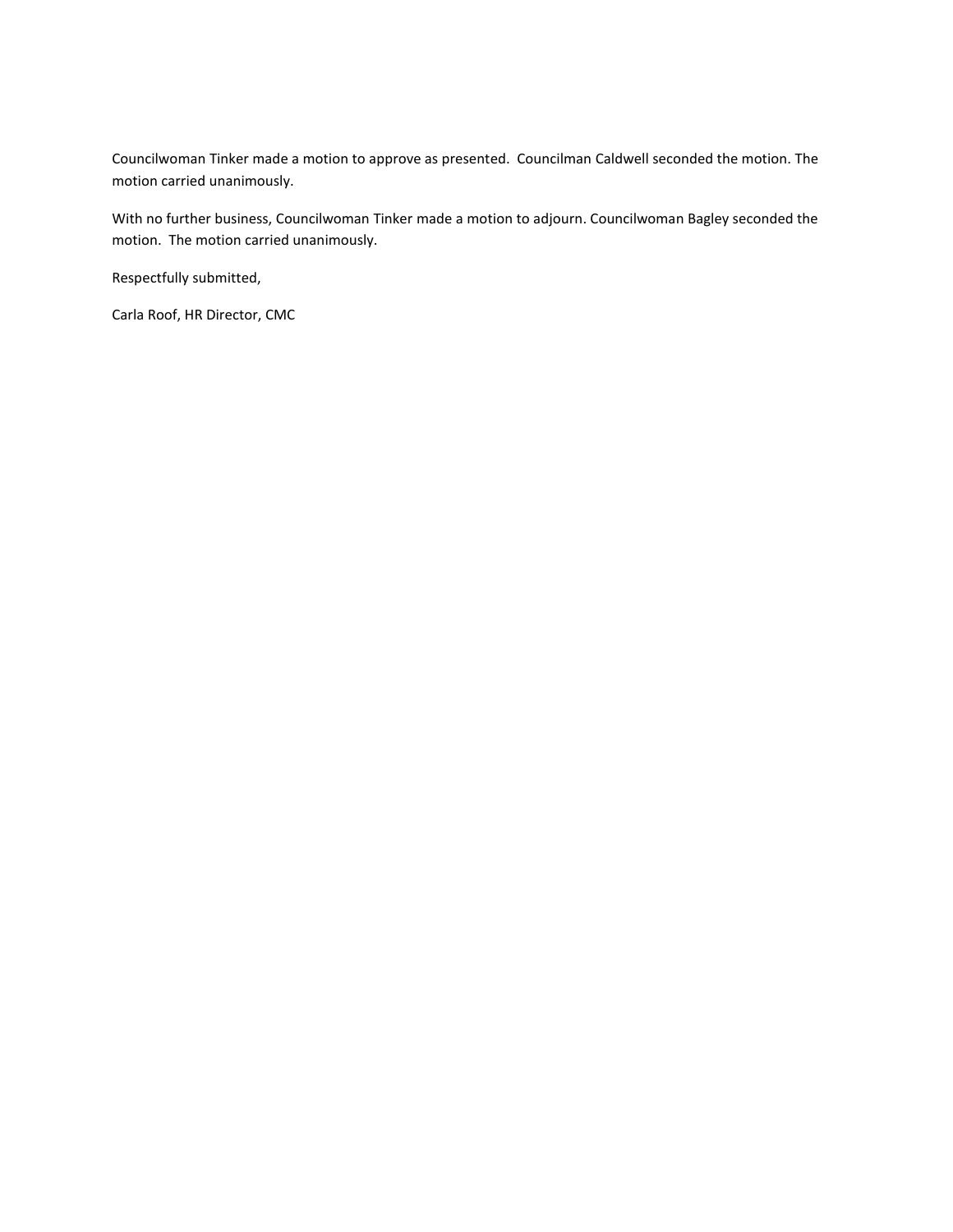Councilwoman Tinker made a motion to approve as presented. Councilman Caldwell seconded the motion. The motion carried unanimously.

With no further business, Councilwoman Tinker made a motion to adjourn. Councilwoman Bagley seconded the motion. The motion carried unanimously.

Respectfully submitted,

Carla Roof, HR Director, CMC